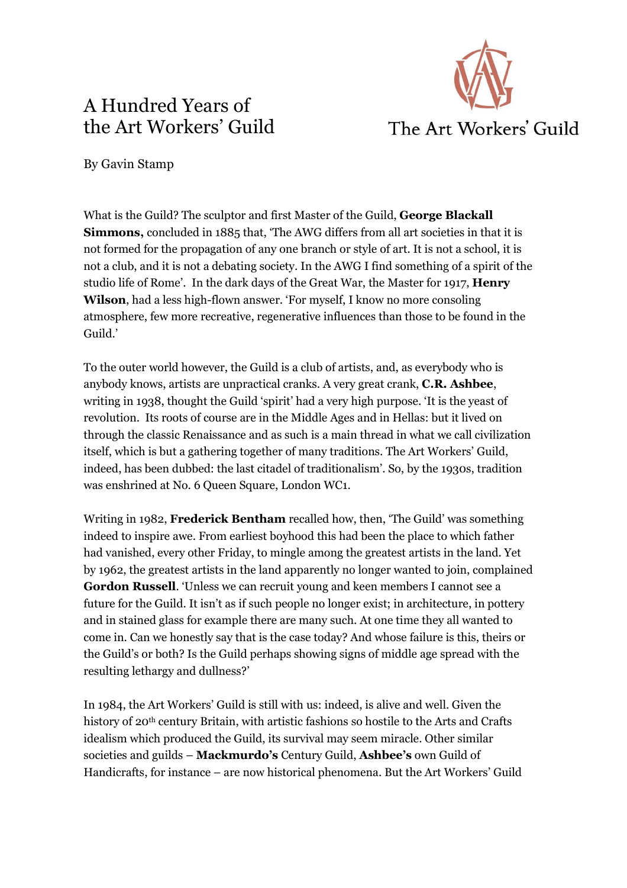# A Hundred Years of the Art Workers' Guild

The Art Workers' Guild

By Gavin Stamp

What is the Guild? The sculptor and first Master of the Guild, **George Blackall Simmons,** concluded in 1885 that, 'The AWG differs from all art societies in that it is not formed for the propagation of any one branch or style of art. It is not a school, it is not a club, and it is not a debating society. In the AWG I find something of a spirit of the studio life of Rome'. In the dark days of the Great War, the Master for 1917, **Henry Wilson**, had a less high-flown answer. 'For myself, I know no more consoling atmosphere, few more recreative, regenerative influences than those to be found in the Guild.'

To the outer world however, the Guild is a club of artists, and, as everybody who is anybody knows, artists are unpractical cranks. A very great crank, **C.R. Ashbee**, writing in 1938, thought the Guild 'spirit' had a very high purpose. 'It is the yeast of revolution. Its roots of course are in the Middle Ages and in Hellas: but it lived on through the classic Renaissance and as such is a main thread in what we call civilization itself, which is but a gathering together of many traditions. The Art Workers' Guild, indeed, has been dubbed: the last citadel of traditionalism'. So, by the 1930s, tradition was enshrined at No. 6 Queen Square, London WC1.

Writing in 1982, **Frederick Bentham** recalled how, then, 'The Guild' was something indeed to inspire awe. From earliest boyhood this had been the place to which father had vanished, every other Friday, to mingle among the greatest artists in the land. Yet by 1962, the greatest artists in the land apparently no longer wanted to join, complained **Gordon Russell**. 'Unless we can recruit young and keen members I cannot see a future for the Guild. It isn't as if such people no longer exist; in architecture, in pottery and in stained glass for example there are many such. At one time they all wanted to come in. Can we honestly say that is the case today? And whose failure is this, theirs or the Guild's or both? Is the Guild perhaps showing signs of middle age spread with the resulting lethargy and dullness?'

In 1984, the Art Workers' Guild is still with us: indeed, is alive and well. Given the history of 20th century Britain, with artistic fashions so hostile to the Arts and Crafts idealism which produced the Guild, its survival may seem miracle. Other similar societies and guilds – **Mackmurdo's** Century Guild, **Ashbee's** own Guild of Handicrafts, for instance – are now historical phenomena. But the Art Workers' Guild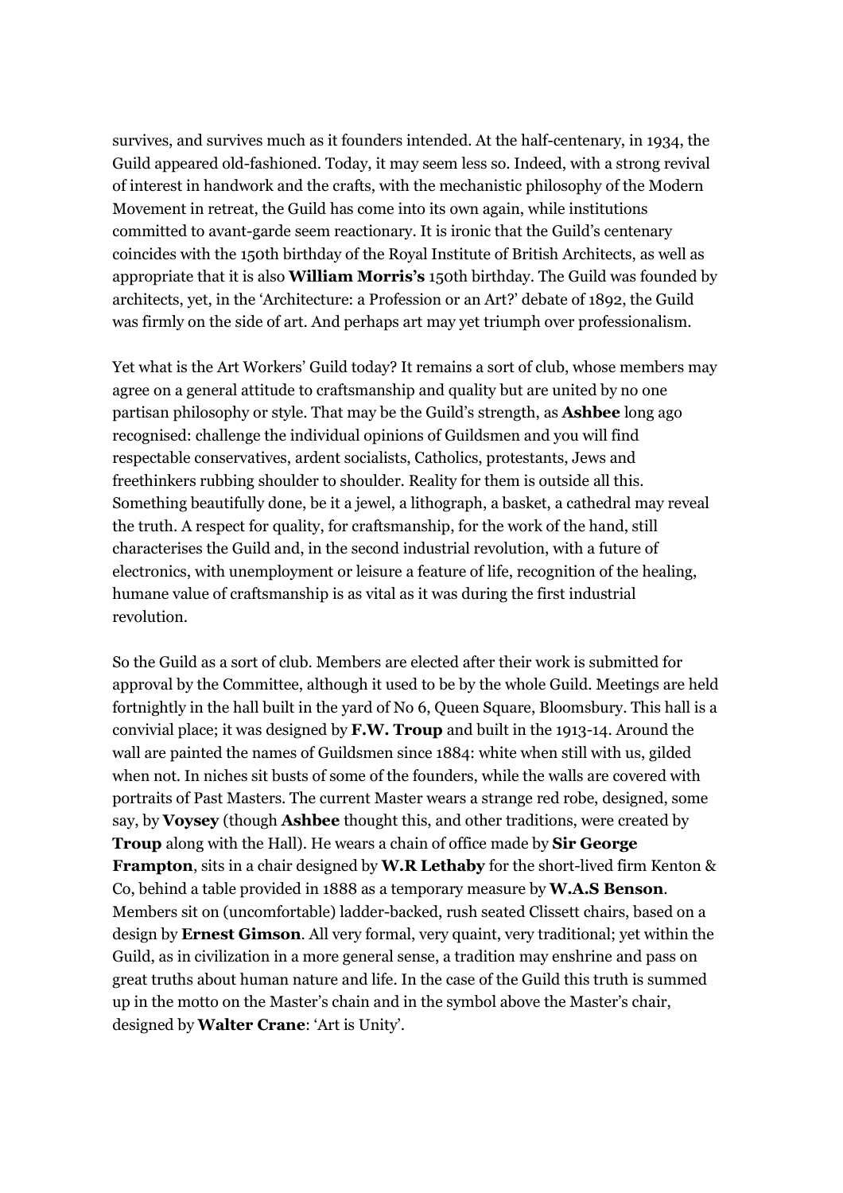survives, and survives much as it founders intended. At the half-centenary, in 1934, the Guild appeared old-fashioned. Today, it may seem less so. Indeed, with a strong revival of interest in handwork and the crafts, with the mechanistic philosophy of the Modern Movement in retreat, the Guild has come into its own again, while institutions committed to avant-garde seem reactionary. It is ironic that the Guild's centenary coincides with the 150th birthday of the Royal Institute of British Architects, as well as appropriate that it is also **William Morris's** 150th birthday. The Guild was founded by architects, yet, in the 'Architecture: a Profession or an Art?' debate of 1892, the Guild was firmly on the side of art. And perhaps art may yet triumph over professionalism.

Yet what is the Art Workers' Guild today? It remains a sort of club, whose members may agree on a general attitude to craftsmanship and quality but are united by no one partisan philosophy or style. That may be the Guild's strength, as **Ashbee** long ago recognised: challenge the individual opinions of Guildsmen and you will find respectable conservatives, ardent socialists, Catholics, protestants, Jews and freethinkers rubbing shoulder to shoulder. Reality for them is outside all this. Something beautifully done, be it a jewel, a lithograph, a basket, a cathedral may reveal the truth. A respect for quality, for craftsmanship, for the work of the hand, still characterises the Guild and, in the second industrial revolution, with a future of electronics, with unemployment or leisure a feature of life, recognition of the healing, humane value of craftsmanship is as vital as it was during the first industrial revolution.

So the Guild as a sort of club. Members are elected after their work is submitted for approval by the Committee, although it used to be by the whole Guild. Meetings are held fortnightly in the hall built in the yard of No 6, Queen Square, Bloomsbury. This hall is a convivial place; it was designed by **F.W. Troup** and built in the 1913-14. Around the wall are painted the names of Guildsmen since 1884: white when still with us, gilded when not. In niches sit busts of some of the founders, while the walls are covered with portraits of Past Masters. The current Master wears a strange red robe, designed, some say, by **Voysey** (though **Ashbee** thought this, and other traditions, were created by **Troup** along with the Hall). He wears a chain of office made by **Sir George Frampton**, sits in a chair designed by **W.R Lethaby** for the short-lived firm Kenton & Co, behind a table provided in 1888 as a temporary measure by **W.A.S Benson**. Members sit on (uncomfortable) ladder-backed, rush seated Clissett chairs, based on a design by **Ernest Gimson**. All very formal, very quaint, very traditional; yet within the Guild, as in civilization in a more general sense, a tradition may enshrine and pass on great truths about human nature and life. In the case of the Guild this truth is summed up in the motto on the Master's chain and in the symbol above the Master's chair, designed by **Walter Crane**: 'Art is Unity'.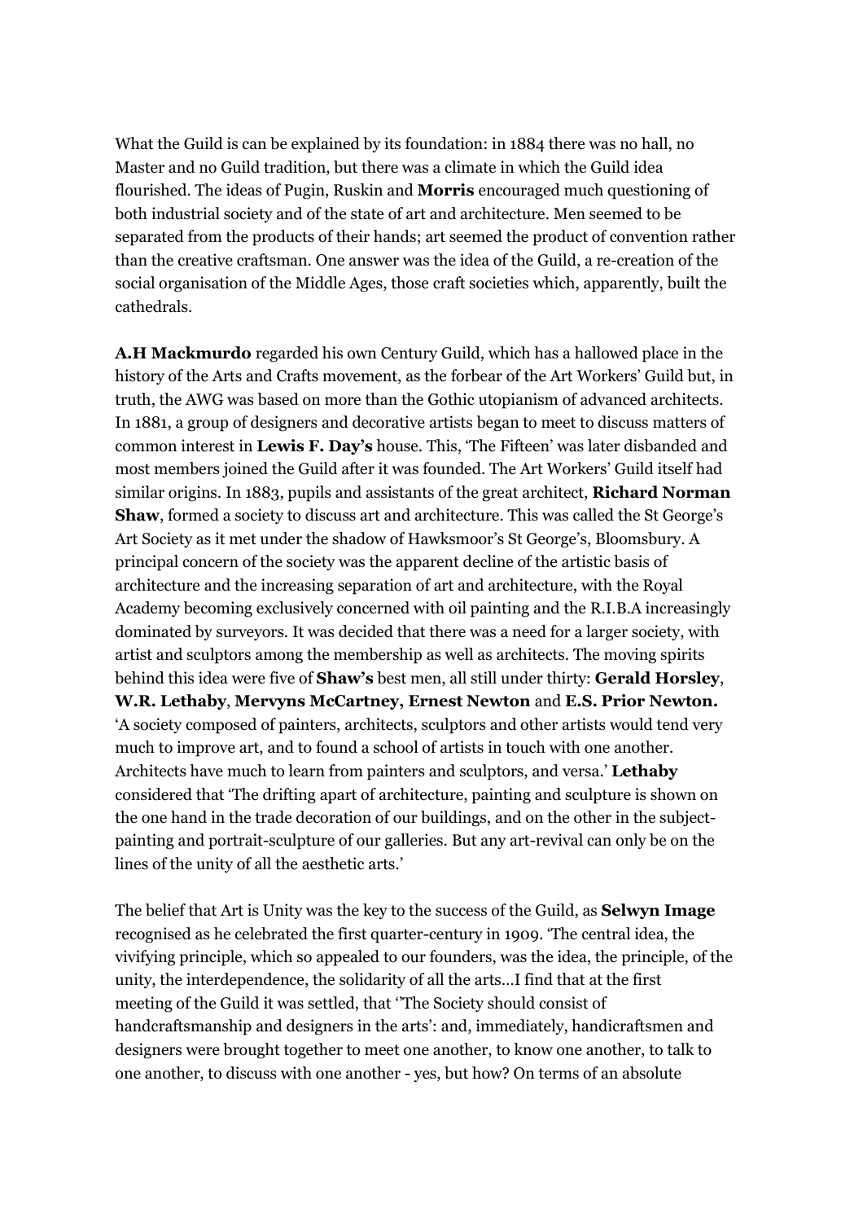What the Guild is can be explained by its foundation: in 1884 there was no hall, no Master and no Guild tradition, but there was a climate in which the Guild idea flourished. The ideas of Pugin, Ruskin and **Morris** encouraged much questioning of both industrial society and of the state of art and architecture. Men seemed to be separated from the products of their hands; art seemed the product of convention rather than the creative craftsman. One answer was the idea of the Guild, a re-creation of the social organisation of the Middle Ages, those craft societies which, apparently, built the cathedrals.

**A.H Mackmurdo** regarded his own Century Guild, which has a hallowed place in the history of the Arts and Crafts movement, as the forbear of the Art Workers' Guild but, in truth, the AWG was based on more than the Gothic utopianism of advanced architects. In 1881, a group of designers and decorative artists began to meet to discuss matters of common interest in **Lewis F. Day's** house. This, 'The Fifteen' was later disbanded and most members joined the Guild after it was founded. The Art Workers' Guild itself had similar origins. In 1883, pupils and assistants of the great architect, **Richard Norman Shaw**, formed a society to discuss art and architecture. This was called the St George's Art Society as it met under the shadow of Hawksmoor's St George's, Bloomsbury. A principal concern of the society was the apparent decline of the artistic basis of architecture and the increasing separation of art and architecture, with the Royal Academy becoming exclusively concerned with oil painting and the R.I.B.A increasingly dominated by surveyors. It was decided that there was a need for a larger society, with artist and sculptors among the membership as well as architects. The moving spirits behind this idea were five of **Shaw's** best men, all still under thirty: **Gerald Horsley**, **W.R. Lethaby**, **Mervyns McCartney, Ernest Newton** and **E.S. Prior Newton.** 'A society composed of painters, architects, sculptors and other artists would tend very much to improve art, and to found a school of artists in touch with one another. Architects have much to learn from painters and sculptors, and versa.' **Lethaby** considered that 'The drifting apart of architecture, painting and sculpture is shown on the one hand in the trade decoration of our buildings, and on the other in the subject-painting and portrait-sculpture of our galleries. But any art-revival can only be on the lines of the unity of all the aesthetic arts.'

The belief that Art is Unity was the key to the success of the Guild, as **Selwyn Image** recognised as he celebrated the first quarter-century in 1909. 'The central idea, the vivifying principle, which so appealed to our founders, was the idea, the principle, of the unity, the interdependence, the solidarity of all the arts…I find that at the first meeting of the Guild it was settled, that ''The Society should consist of handcraftsmanship and designers in the arts': and, immediately, handicraftsmen and designers were brought together to meet one another, to know one another, to talk to one another, to discuss with one another - yes, but how? On terms of an absolute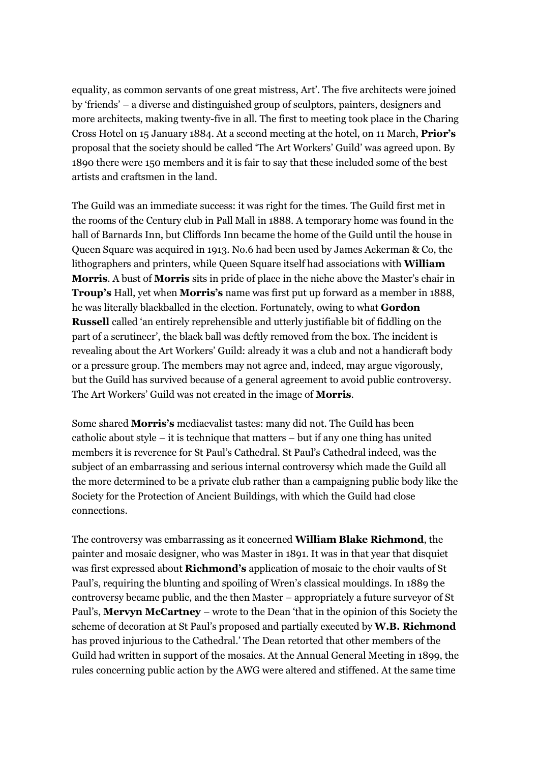equality, as common servants of one great mistress, Art'. The five architects were joined by 'friends' – a diverse and distinguished group of sculptors, painters, designers and more architects, making twenty-five in all. The first to meeting took place in the Charing Cross Hotel on 15 January 1884. At a second meeting at the hotel, on 11 March, **Prior's** proposal that the society should be called 'The Art Workers' Guild' was agreed upon. By 1890 there were 150 members and it is fair to say that these included some of the best artists and craftsmen in the land.

The Guild was an immediate success: it was right for the times. The Guild first met in the rooms of the Century club in Pall Mall in 1888. A temporary home was found in the hall of Barnards Inn, but Cliffords Inn became the home of the Guild until the house in Queen Square was acquired in 1913. No.6 had been used by James Ackerman & Co, the lithographers and printers, while Queen Square itself had associations with **William Morris**. A bust of **Morris** sits in pride of place in the niche above the Master's chair in **Troup's** Hall, yet when **Morris's** name was first put up forward as a member in 1888, he was literally blackballed in the election. Fortunately, owing to what **Gordon Russell** called 'an entirely reprehensible and utterly justifiable bit of fiddling on the part of a scrutineer', the black ball was deftly removed from the box. The incident is revealing about the Art Workers' Guild: already it was a club and not a handicraft body or a pressure group. The members may not agree and, indeed, may argue vigorously, but the Guild has survived because of a general agreement to avoid public controversy. The Art Workers' Guild was not created in the image of **Morris**.

Some shared **Morris's** mediaevalist tastes: many did not. The Guild has been catholic about style – it is technique that matters – but if any one thing has united members it is reverence for St Paul's Cathedral. St Paul's Cathedral indeed, was the subject of an embarrassing and serious internal controversy which made the Guild all the more determined to be a private club rather than a campaigning public body like the Society for the Protection of Ancient Buildings, with which the Guild had close connections.

The controversy was embarrassing as it concerned **William Blake Richmond**, the painter and mosaic designer, who was Master in 1891. It was in that year that disquiet was first expressed about **Richmond's** application of mosaic to the choir vaults of St Paul's, requiring the blunting and spoiling of Wren's classical mouldings. In 1889 the controversy became public, and the then Master – appropriately a future surveyor of St Paul's, **Mervyn McCartney** – wrote to the Dean 'that in the opinion of this Society the scheme of decoration at St Paul's proposed and partially executed by **W.B. Richmond** has proved injurious to the Cathedral.' The Dean retorted that other members of the Guild had written in support of the mosaics. At the Annual General Meeting in 1899, the rules concerning public action by the AWG were altered and stiffened. At the same time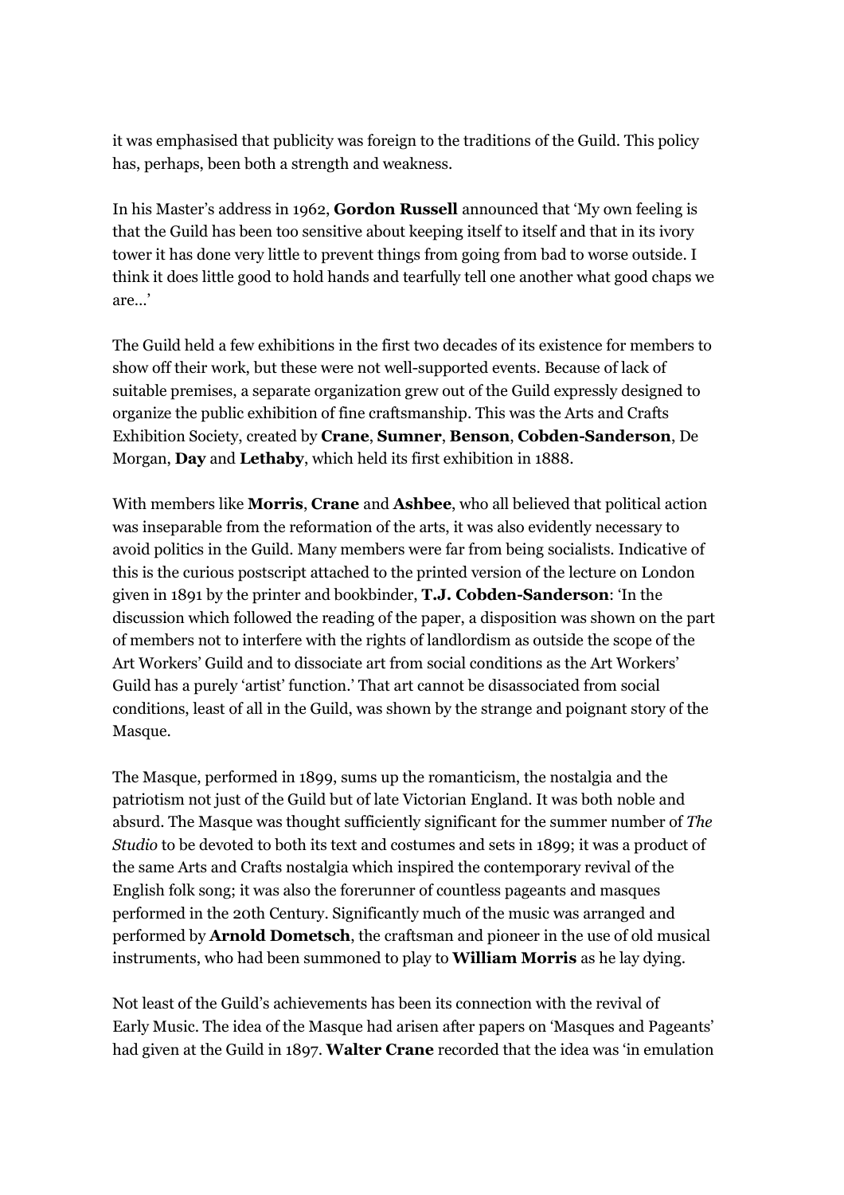it was emphasised that publicity was foreign to the traditions of the Guild. This policy has, perhaps, been both a strength and weakness.

In his Master's address in 1962, **Gordon Russell** announced that 'My own feeling is that the Guild has been too sensitive about keeping itself to itself and that in its ivory tower it has done very little to prevent things from going from bad to worse outside. I think it does little good to hold hands and tearfully tell one another what good chaps we are...'

The Guild held a few exhibitions in the first two decades of its existence for members to show off their work, but these were not well-supported events. Because of lack of suitable premises, a separate organization grew out of the Guild expressly designed to organize the public exhibition of fine craftsmanship. This was the Arts and Crafts Exhibition Society, created by **Crane**, **Sumner**, **Benson**, **Cobden-Sanderson**, De Morgan, **Day** and **Lethaby**, which held its first exhibition in 1888.

With members like **Morris**, **Crane** and **Ashbee**, who all believed that political action was inseparable from the reformation of the arts, it was also evidently necessary to avoid politics in the Guild. Many members were far from being socialists. Indicative of this is the curious postscript attached to the printed version of the lecture on London given in 1891 by the printer and bookbinder, **T.J. Cobden-Sanderson**: 'In the discussion which followed the reading of the paper, a disposition was shown on the part of members not to interfere with the rights of landlordism as outside the scope of the Art Workers' Guild and to dissociate art from social conditions as the Art Workers' Guild has a purely 'artist' function.' That art cannot be disassociated from social conditions, least of all in the Guild, was shown by the strange and poignant story of the Masque.

The Masque, performed in 1899, sums up the romanticism, the nostalgia and the patriotism not just of the Guild but of late Victorian England. It was both noble and absurd. The Masque was thought sufficiently significant for the summer number of *The Studio* to be devoted to both its text and costumes and sets in 1899; it was a product of the same Arts and Crafts nostalgia which inspired the contemporary revival of the English folk song; it was also the forerunner of countless pageants and masques performed in the 20th Century. Significantly much of the music was arranged and performed by **Arnold Dometsch**, the craftsman and pioneer in the use of old musical instruments, who had been summoned to play to **William Morris** as he lay dying.

Not least of the Guild's achievements has been its connection with the revival of Early Music. The idea of the Masque had arisen after papers on 'Masques and Pageants' had given at the Guild in 1897. **Walter Crane** recorded that the idea was 'in emulation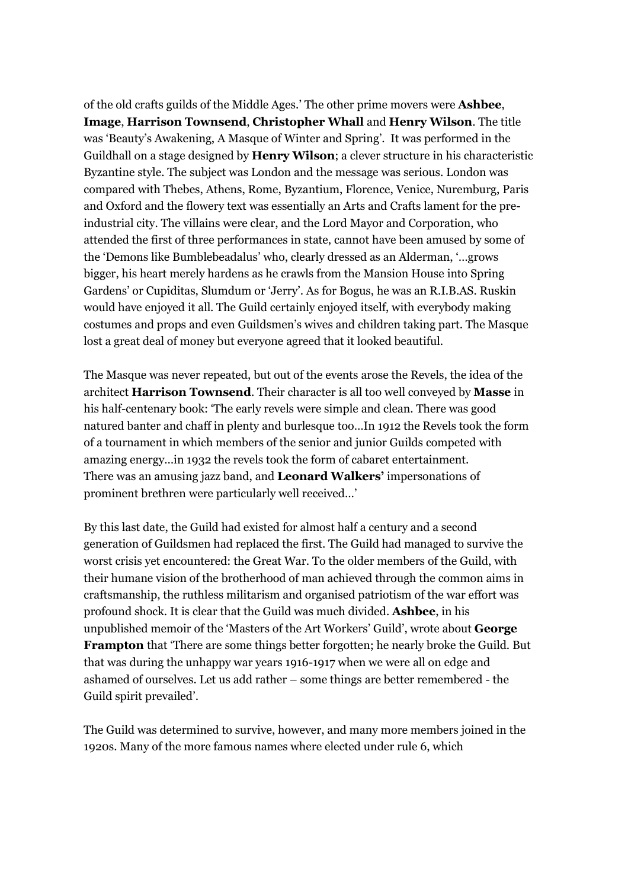of the old crafts guilds of the Middle Ages.' The other prime movers were **Ashbee**, **Image**, **Harrison Townsend**, **Christopher Whall** and **Henry Wilson**. The title was 'Beauty's Awakening, A Masque of Winter and Spring'. It was performed in the Guildhall on a stage designed by **Henry Wilson**; a clever structure in his characteristic Byzantine style. The subject was London and the message was serious. London was compared with Thebes, Athens, Rome, Byzantium, Florence, Venice, Nuremburg, Paris and Oxford and the flowery text was essentially an Arts and Crafts lament for the pre-industrial city. The villains were clear, and the Lord Mayor and Corporation, who attended the first of three performances in state, cannot have been amused by some of the 'Demons like Bumblebeadalus' who, clearly dressed as an Alderman, '…grows bigger, his heart merely hardens as he crawls from the Mansion House into Spring Gardens' or Cupiditas, Slumdum or 'Jerry'. As for Bogus, he was an R.I.B.AS. Ruskin would have enjoyed it all. The Guild certainly enjoyed itself, with everybody making costumes and props and even Guildsmen's wives and children taking part. The Masque lost a great deal of money but everyone agreed that it looked beautiful.

The Masque was never repeated, but out of the events arose the Revels, the idea of the architect **Harrison Townsend**. Their character is all too well conveyed by **Masse** in his half-centenary book: 'The early revels were simple and clean. There was good natured banter and chaff in plenty and burlesque too…In 1912 the Revels took the form of a tournament in which members of the senior and junior Guilds competed with amazing energy…in 1932 the revels took the form of cabaret entertainment. There was an amusing jazz band, and **Leonard Walkers'** impersonations of prominent brethren were particularly well received…'

By this last date, the Guild had existed for almost half a century and a second generation of Guildsmen had replaced the first. The Guild had managed to survive the worst crisis yet encountered: the Great War. To the older members of the Guild, with their humane vision of the brotherhood of man achieved through the common aims in craftsmanship, the ruthless militarism and organised patriotism of the war effort was profound shock. It is clear that the Guild was much divided. **Ashbee**, in his unpublished memoir of the 'Masters of the Art Workers' Guild', wrote about **George Frampton** that 'There are some things better forgotten; he nearly broke the Guild. But that was during the unhappy war years 1916-1917 when we were all on edge and ashamed of ourselves. Let us add rather – some things are better remembered - the Guild spirit prevailed'.

The Guild was determined to survive, however, and many more members joined in the 1920s. Many of the more famous names where elected under rule 6, which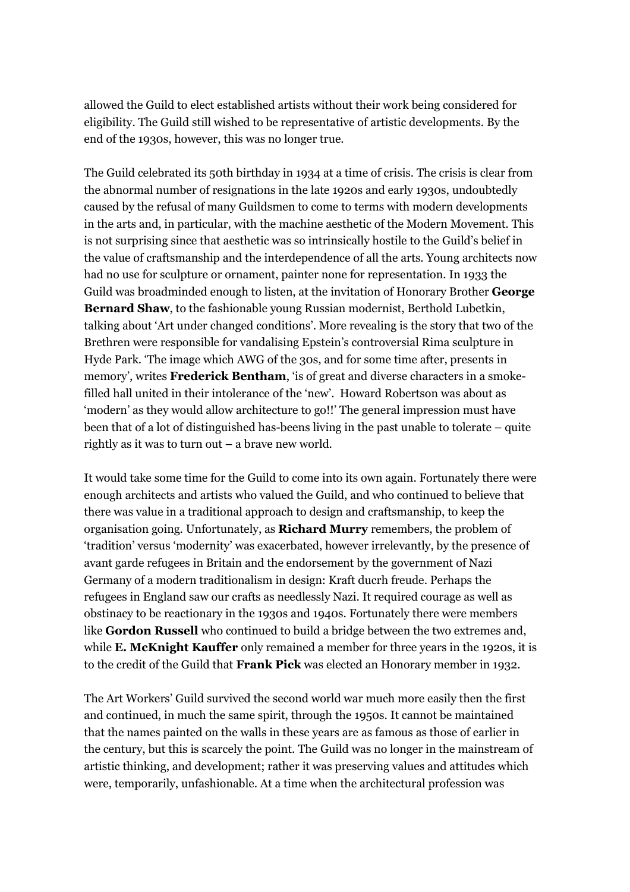allowed the Guild to elect established artists without their work being considered for eligibility. The Guild still wished to be representative of artistic developments. By the end of the 1930s, however, this was no longer true.

The Guild celebrated its 50th birthday in 1934 at a time of crisis. The crisis is clear from the abnormal number of resignations in the late 1920s and early 1930s, undoubtedly caused by the refusal of many Guildsmen to come to terms with modern developments in the arts and, in particular, with the machine aesthetic of the Modern Movement. This is not surprising since that aesthetic was so intrinsically hostile to the Guild's belief in the value of craftsmanship and the interdependence of all the arts. Young architects now had no use for sculpture or ornament, painter none for representation. In 1933 the Guild was broadminded enough to listen, at the invitation of Honorary Brother **George Bernard Shaw**, to the fashionable young Russian modernist, Berthold Lubetkin, talking about 'Art under changed conditions'. More revealing is the story that two of the Brethren were responsible for vandalising Epstein's controversial Rima sculpture in Hyde Park. 'The image which AWG of the 30s, and for some time after, presents in memory', writes **Frederick Bentham**, 'is of great and diverse characters in a smoke-filled hall united in their intolerance of the 'new'. Howard Robertson was about as 'modern' as they would allow architecture to go!!' The general impression must have been that of a lot of distinguished has-beens living in the past unable to tolerate – quite rightly as it was to turn out – a brave new world.

It would take some time for the Guild to come into its own again. Fortunately there were enough architects and artists who valued the Guild, and who continued to believe that there was value in a traditional approach to design and craftsmanship, to keep the organisation going. Unfortunately, as **Richard Murry** remembers, the problem of 'tradition' versus 'modernity' was exacerbated, however irrelevantly, by the presence of avant garde refugees in Britain and the endorsement by the government of Nazi Germany of a modern traditionalism in design: Kraft ducrh freude. Perhaps the refugees in England saw our crafts as needlessly Nazi. It required courage as well as obstinacy to be reactionary in the 1930s and 1940s. Fortunately there were members like **Gordon Russell** who continued to build a bridge between the two extremes and, while **E. McKnight Kauffer** only remained a member for three years in the 1920s, it is to the credit of the Guild that **Frank Pick** was elected an Honorary member in 1932.

The Art Workers' Guild survived the second world war much more easily then the first and continued, in much the same spirit, through the 1950s. It cannot be maintained that the names painted on the walls in these years are as famous as those of earlier in the century, but this is scarcely the point. The Guild was no longer in the mainstream of artistic thinking, and development; rather it was preserving values and attitudes which were, temporarily, unfashionable. At a time when the architectural profession was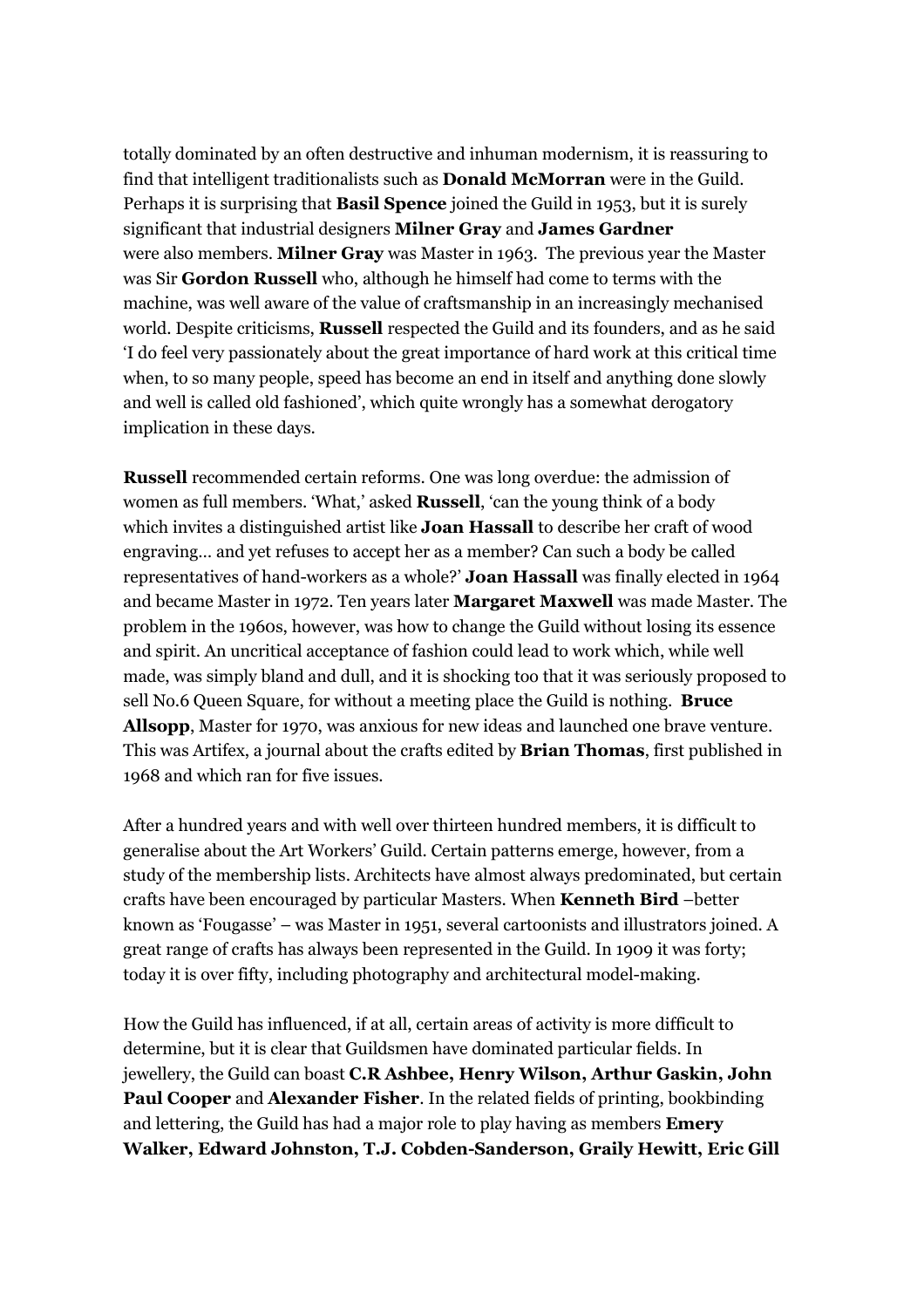totally dominated by an often destructive and inhuman modernism, it is reassuring to find that intelligent traditionalists such as **Donald McMorran** were in the Guild. Perhaps it is surprising that **Basil Spence** joined the Guild in 1953, but it is surely significant that industrial designers **Milner Gray** and **James Gardner** were also members. **Milner Gray** was Master in 1963. The previous year the Master was Sir **Gordon Russell** who, although he himself had come to terms with the machine, was well aware of the value of craftsmanship in an increasingly mechanised world. Despite criticisms, **Russell** respected the Guild and its founders, and as he said 'I do feel very passionately about the great importance of hard work at this critical time when, to so many people, speed has become an end in itself and anything done slowly and well is called old fashioned', which quite wrongly has a somewhat derogatory implication in these days.

**Russell** recommended certain reforms. One was long overdue: the admission of women as full members. 'What,' asked **Russell**, 'can the young think of a body which invites a distinguished artist like **Joan Hassall** to describe her craft of wood engraving… and yet refuses to accept her as a member? Can such a body be called representatives of hand-workers as a whole?' **Joan Hassall** was finally elected in 1964 and became Master in 1972. Ten years later **Margaret Maxwell** was made Master. The problem in the 1960s, however, was how to change the Guild without losing its essence and spirit. An uncritical acceptance of fashion could lead to work which, while well made, was simply bland and dull, and it is shocking too that it was seriously proposed to sell No.6 Queen Square, for without a meeting place the Guild is nothing. **Bruce Allsopp**, Master for 1970, was anxious for new ideas and launched one brave venture. This was Artifex, a journal about the crafts edited by **Brian Thomas**, first published in 1968 and which ran for five issues.

After a hundred years and with well over thirteen hundred members, it is difficult to generalise about the Art Workers' Guild. Certain patterns emerge, however, from a study of the membership lists. Architects have almost always predominated, but certain crafts have been encouraged by particular Masters. When **Kenneth Bird** –better known as 'Fougasse' – was Master in 1951, several cartoonists and illustrators joined. A great range of crafts has always been represented in the Guild. In 1909 it was forty; today it is over fifty, including photography and architectural model-making.

How the Guild has influenced, if at all, certain areas of activity is more difficult to determine, but it is clear that Guildsmen have dominated particular fields. In jewellery, the Guild can boast **C.R Ashbee, Henry Wilson, Arthur Gaskin, John Paul Cooper** and **Alexander Fisher**. In the related fields of printing, bookbinding and lettering, the Guild has had a major role to play having as members **Emery Walker, Edward Johnston, T.J. Cobden-Sanderson, Graily Hewitt, Eric Gill**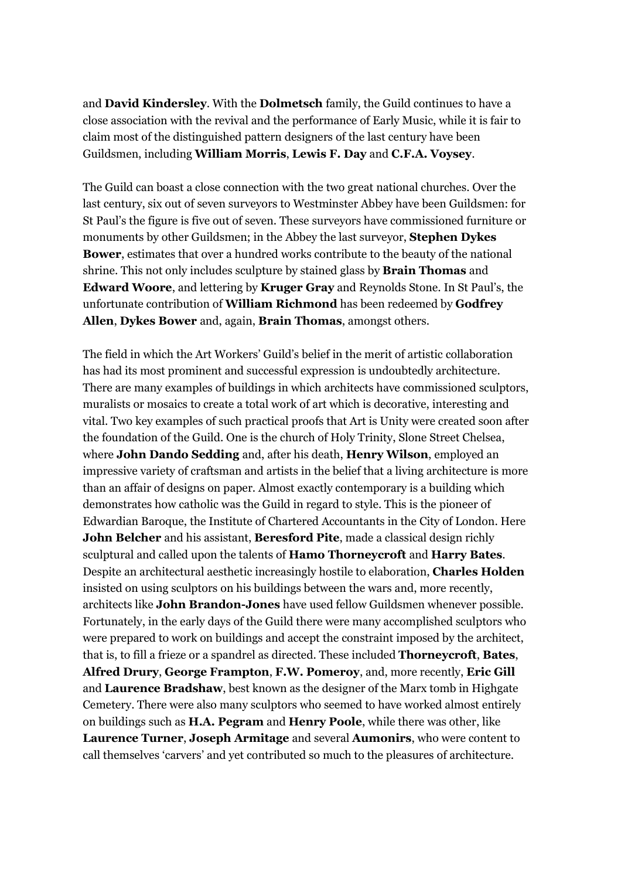and **David Kindersley**. With the **Dolmetsch** family, the Guild continues to have a close association with the revival and the performance of Early Music, while it is fair to claim most of the distinguished pattern designers of the last century have been Guildsmen, including **William Morris**, **Lewis F. Day** and **C.F.A. Voysey**.

The Guild can boast a close connection with the two great national churches. Over the last century, six out of seven surveyors to Westminster Abbey have been Guildsmen: for St Paul's the figure is five out of seven. These surveyors have commissioned furniture or monuments by other Guildsmen; in the Abbey the last surveyor, **Stephen Dykes Bower**, estimates that over a hundred works contribute to the beauty of the national shrine. This not only includes sculpture by stained glass by **Brain Thomas** and **Edward Woore**, and lettering by **Kruger Gray** and Reynolds Stone. In St Paul's, the unfortunate contribution of **William Richmond** has been redeemed by **Godfrey Allen**, **Dykes Bower** and, again, **Brain Thomas**, amongst others.

The field in which the Art Workers' Guild's belief in the merit of artistic collaboration has had its most prominent and successful expression is undoubtedly architecture. There are many examples of buildings in which architects have commissioned sculptors, muralists or mosaics to create a total work of art which is decorative, interesting and vital. Two key examples of such practical proofs that Art is Unity were created soon after the foundation of the Guild. One is the church of Holy Trinity, Slone Street Chelsea, where **John Dando Sedding** and, after his death, **Henry Wilson**, employed an impressive variety of craftsman and artists in the belief that a living architecture is more than an affair of designs on paper. Almost exactly contemporary is a building which demonstrates how catholic was the Guild in regard to style. This is the pioneer of Edwardian Baroque, the Institute of Chartered Accountants in the City of London. Here **John Belcher** and his assistant, **Beresford Pite**, made a classical design richly sculptural and called upon the talents of **Hamo Thorneycroft** and **Harry Bates**. Despite an architectural aesthetic increasingly hostile to elaboration, **Charles Holden** insisted on using sculptors on his buildings between the wars and, more recently, architects like **John Brandon-Jones** have used fellow Guildsmen whenever possible. Fortunately, in the early days of the Guild there were many accomplished sculptors who were prepared to work on buildings and accept the constraint imposed by the architect, that is, to fill a frieze or a spandrel as directed. These included **Thorneycroft**, **Bates**, **Alfred Drury**, **George Frampton**, **F.W. Pomeroy**, and, more recently, **Eric Gill** and **Laurence Bradshaw**, best known as the designer of the Marx tomb in Highgate Cemetery. There were also many sculptors who seemed to have worked almost entirely on buildings such as **H.A. Pegram** and **Henry Poole**, while there was other, like **Laurence Turner**, **Joseph Armitage** and several **Aumonirs**, who were content to call themselves 'carvers' and yet contributed so much to the pleasures of architecture.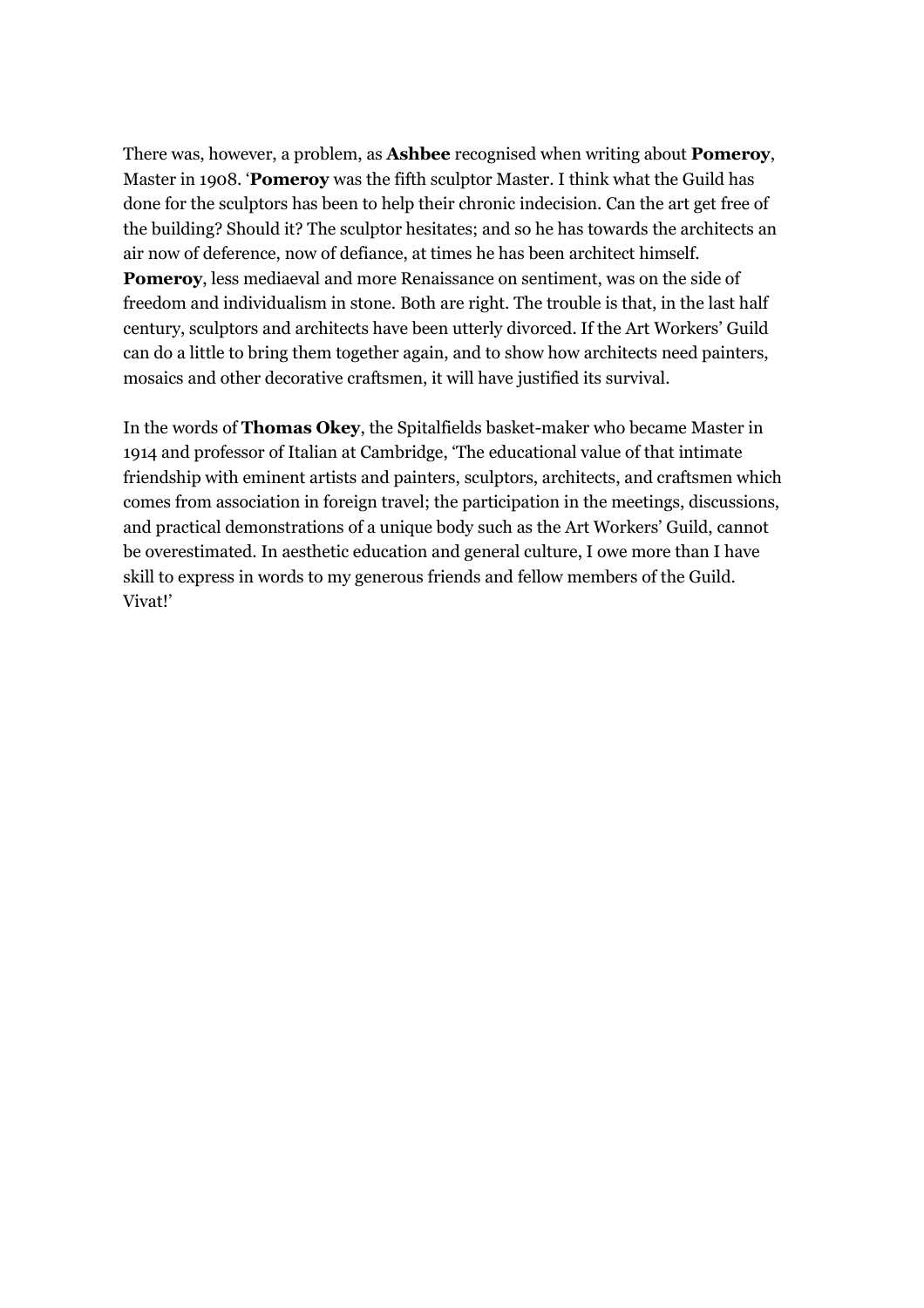There was, however, a problem, as **Ashbee** recognised when writing about **Pomeroy**, Master in 1908. '**Pomeroy** was the fifth sculptor Master. I think what the Guild has done for the sculptors has been to help their chronic indecision. Can the art get free of the building? Should it? The sculptor hesitates; and so he has towards the architects an air now of deference, now of defiance, at times he has been architect himself. **Pomeroy**, less mediaeval and more Renaissance on sentiment, was on the side of freedom and individualism in stone. Both are right. The trouble is that, in the last half century, sculptors and architects have been utterly divorced. If the Art Workers' Guild can do a little to bring them together again, and to show how architects need painters, mosaics and other decorative craftsmen, it will have justified its survival.

In the words of **Thomas Okey**, the Spitalfields basket-maker who became Master in 1914 and professor of Italian at Cambridge, 'The educational value of that intimate friendship with eminent artists and painters, sculptors, architects, and craftsmen which comes from association in foreign travel; the participation in the meetings, discussions, and practical demonstrations of a unique body such as the Art Workers' Guild, cannot be overestimated. In aesthetic education and general culture, I owe more than I have skill to express in words to my generous friends and fellow members of the Guild. Vivat!'